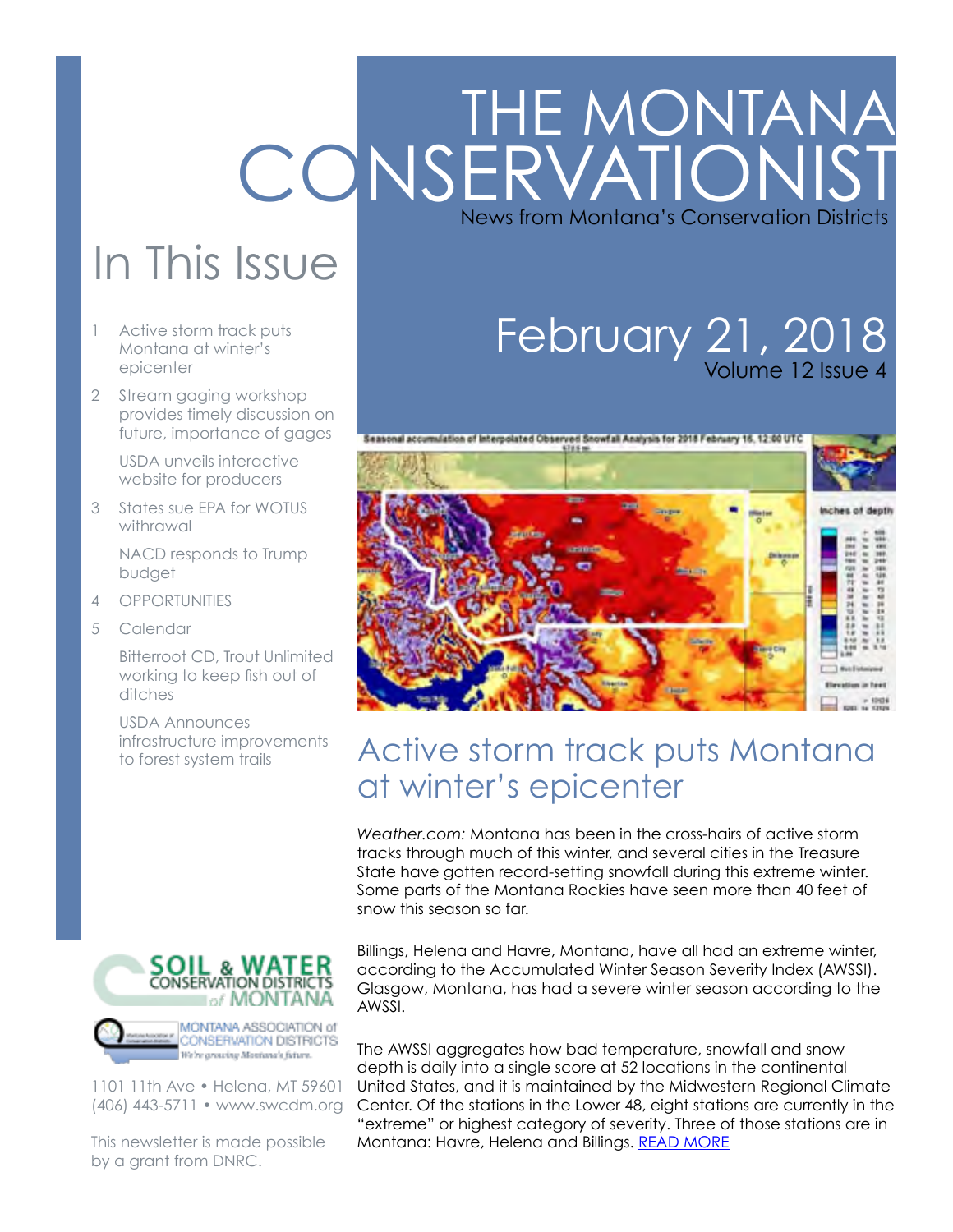# THE MONTANA CONSERVATIONIST

News from Montana's Conservation Districts

February 21, 2018

Volume 12 Issue 4

## In This Issue

1 Active storm track puts Montana at winter's epicenter

2 Stream gaging workshop provides timely discussion on future, importance of gages

USDA unveils interactive website for producers

3 States sue EPA for WOTUS withrawal

NACD responds to Trump budget

4 OPPORTUNITIES

5 Calendar

Bitterroot CD, Trout Unlimited working to keep fish out of ditches

USDA Announces infrastructure improvements to forest system trails

SOIL & WATER CONSERVATION DISTRICTS of MONTANA

MONTANA ASSOCIATION of CONSERVATION DISTRICTS — We're growing Montana's future.

1101 11th Ave • Helena, MT 59601
(406) 443-5711 • www.swcdm.org

This newsletter is made possible by a grant from DNRC.

## Active storm track puts Montana at winter's epicenter

*Weather.com:* Montana has been in the cross-hairs of active storm tracks through much of this winter, and several cities in the Treasure State have gotten record-setting snowfall during this extreme winter. Some parts of the Montana Rockies have seen more than 40 feet of snow this season so far.

Billings, Helena and Havre, Montana, have all had an extreme winter, according to the Accumulated Winter Season Severity Index (AWSSI). Glasgow, Montana, has had a severe winter season according to the AWSSI.

The AWSSI aggregates how bad temperature, snowfall and snow depth is daily into a single score at 52 locations in the continental United States, and it is maintained by the Midwestern Regional Climate Center. Of the stations in the Lower 48, eight stations are currently in the "extreme" or highest category of severity. Three of those stations are in Montana: Havre, Helena and Billings. READ MORE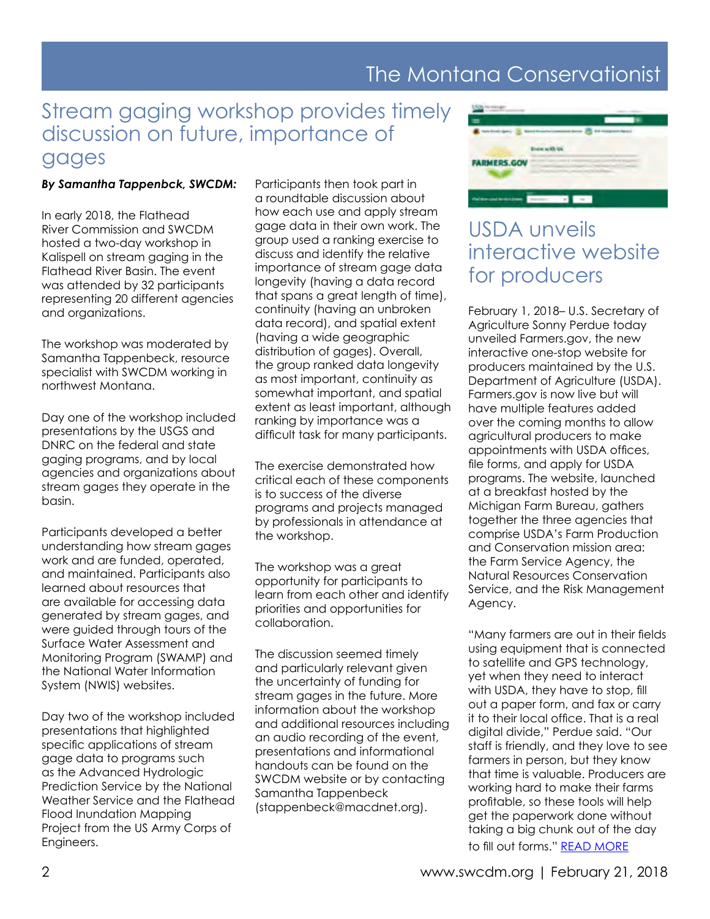# Stream gaging workshop provides timely discussion on future, importance of gages

***By Samantha Tappenbck, SWCDM:***

In early 2018, the Flathead River Commission and SWCDM hosted a two-day workshop in Kalispell on stream gaging in the Flathead River Basin. The event was attended by 32 participants representing 20 different agencies and organizations.

The workshop was moderated by Samantha Tappenbeck, resource specialist with SWCDM working in northwest Montana.

Day one of the workshop included presentations by the USGS and DNRC on the federal and state gaging programs, and by local agencies and organizations about stream gages they operate in the basin.

Participants developed a better understanding how stream gages work and are funded, operated, and maintained. Participants also learned about resources that are available for accessing data generated by stream gages, and were guided through tours of the Surface Water Assessment and Monitoring Program (SWAMP) and the National Water Information System (NWIS) websites.

Day two of the workshop included presentations that highlighted specific applications of stream gage data to programs such as the Advanced Hydrologic Prediction Service by the National Weather Service and the Flathead Flood Inundation Mapping Project from the US Army Corps of Engineers.

Participants then took part in a roundtable discussion about how each use and apply stream gage data in their own work. The group used a ranking exercise to discuss and identify the relative importance of stream gage data longevity (having a data record that spans a great length of time), continuity (having an unbroken data record), and spatial extent (having a wide geographic distribution of gages). Overall, the group ranked data longevity as most important, continuity as somewhat important, and spatial extent as least important, although ranking by importance was a difficult task for many participants.

The exercise demonstrated how critical each of these components is to success of the diverse programs and projects managed by professionals in attendance at the workshop.

The workshop was a great opportunity for participants to learn from each other and identify priorities and opportunities for collaboration.

The discussion seemed timely and particularly relevant given the uncertainty of funding for stream gages in the future. More information about the workshop and additional resources including an audio recording of the event, presentations and informational handouts can be found on the SWCDM website or by contacting Samantha Tappenbeck (stappenbeck@macdnet.org).

# USDA unveils interactive website for producers

February 1, 2018– U.S. Secretary of Agriculture Sonny Perdue today unveiled Farmers.gov, the new interactive one-stop website for producers maintained by the U.S. Department of Agriculture (USDA). Farmers.gov is now live but will have multiple features added over the coming months to allow agricultural producers to make appointments with USDA offices, file forms, and apply for USDA programs. The website, launched at a breakfast hosted by the Michigan Farm Bureau, gathers together the three agencies that comprise USDA's Farm Production and Conservation mission area: the Farm Service Agency, the Natural Resources Conservation Service, and the Risk Management Agency.

"Many farmers are out in their fields using equipment that is connected to satellite and GPS technology, yet when they need to interact with USDA, they have to stop, fill out a paper form, and fax or carry it to their local office. That is a real digital divide," Perdue said. "Our staff is friendly, and they love to see farmers in person, but they know that time is valuable. Producers are working hard to make their farms profitable, so these tools will help get the paperwork done without taking a big chunk out of the day to fill out forms." READ MORE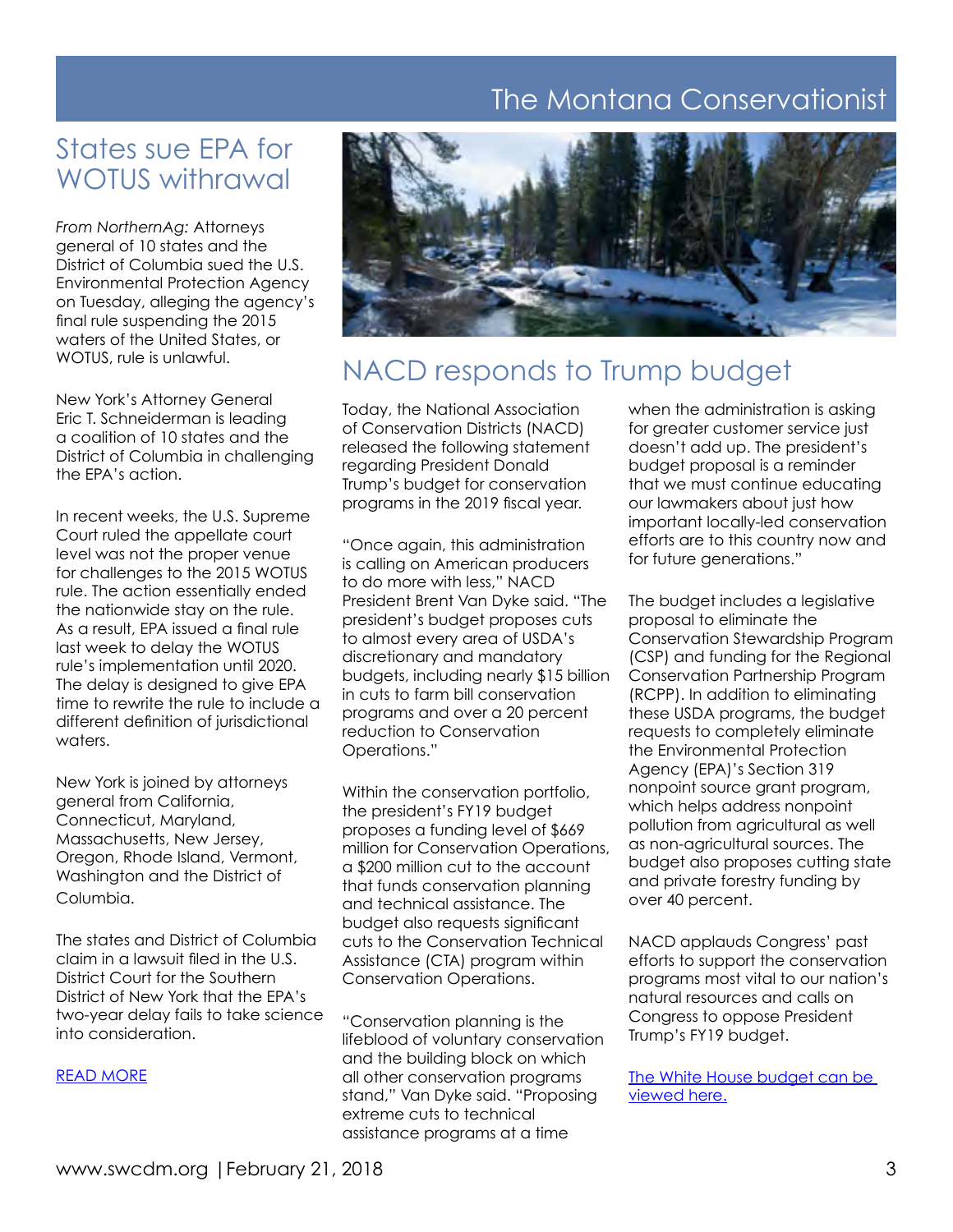## States sue EPA for WOTUS withdrawal

*From NorthernAg:* Attorneys general of 10 states and the District of Columbia sued the U.S. Environmental Protection Agency on Tuesday, alleging the agency's final rule suspending the 2015 waters of the United States, or WOTUS, rule is unlawful.

New York's Attorney General Eric T. Schneiderman is leading a coalition of 10 states and the District of Columbia in challenging the EPA's action.

In recent weeks, the U.S. Supreme Court ruled the appellate court level was not the proper venue for challenges to the 2015 WOTUS rule. The action essentially ended the nationwide stay on the rule. As a result, EPA issued a final rule last week to delay the WOTUS rule's implementation until 2020. The delay is designed to give EPA time to rewrite the rule to include a different definition of jurisdictional waters.

New York is joined by attorneys general from California, Connecticut, Maryland, Massachusetts, New Jersey, Oregon, Rhode Island, Vermont, Washington and the District of Columbia.

The states and District of Columbia claim in a lawsuit filed in the U.S. District Court for the Southern District of New York that the EPA's two-year delay fails to take science into consideration.

[READ MORE]

## NACD responds to Trump budget

Today, the National Association of Conservation Districts (NACD) released the following statement regarding President Donald Trump's budget for conservation programs in the 2019 fiscal year.

"Once again, this administration is calling on American producers to do more with less," NACD President Brent Van Dyke said. "The president's budget proposes cuts to almost every area of USDA's discretionary and mandatory budgets, including nearly $15 billion in cuts to farm bill conservation programs and over a 20 percent reduction to Conservation Operations."

Within the conservation portfolio, the president's FY19 budget proposes a funding level of $669 million for Conservation Operations, a $200 million cut to the account that funds conservation planning and technical assistance. The budget also requests significant cuts to the Conservation Technical Assistance (CTA) program within Conservation Operations.

"Conservation planning is the lifeblood of voluntary conservation and the building block on which all other conservation programs stand," Van Dyke said. "Proposing extreme cuts to technical assistance programs at a time when the administration is asking for greater customer service just doesn't add up. The president's budget proposal is a reminder that we must continue educating our lawmakers about just how important locally-led conservation efforts are to this country now and for future generations."

The budget includes a legislative proposal to eliminate the Conservation Stewardship Program (CSP) and funding for the Regional Conservation Partnership Program (RCPP). In addition to eliminating these USDA programs, the budget requests to completely eliminate the Environmental Protection Agency (EPA)'s Section 319 nonpoint source grant program, which helps address nonpoint pollution from agricultural as well as non-agricultural sources. The budget also proposes cutting state and private forestry funding by over 40 percent.

NACD applauds Congress' past efforts to support the conservation programs most vital to our nation's natural resources and calls on Congress to oppose President Trump's FY19 budget.

[The White House budget can be viewed here.]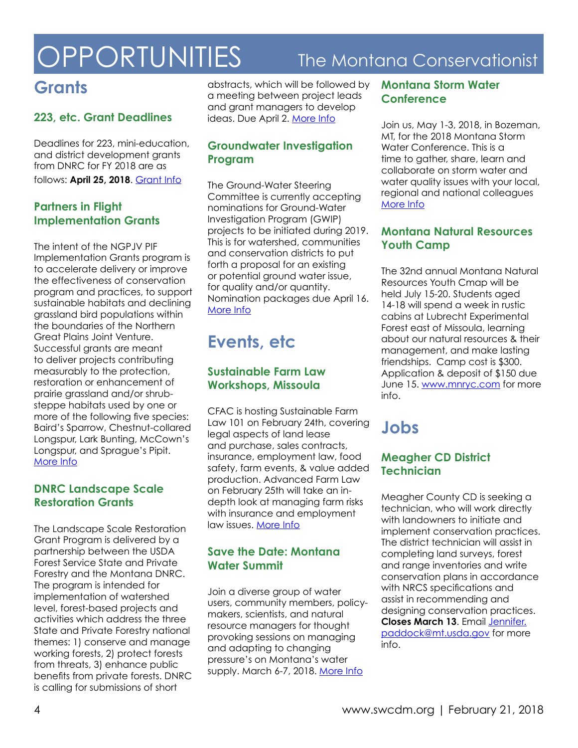# OPPORTUNITIES

## Grants

### 223, etc. Grant Deadlines

Deadlines for 223, mini-education, and district development grants from DNRC for FY 2018 are as follows: **April 25, 2018**. Grant Info

### Partners in Flight Implementation Grants

The intent of the NGPJV PIF Implementation Grants program is to accelerate delivery or improve the effectiveness of conservation program and practices, to support sustainable habitats and declining grassland bird populations within the boundaries of the Northern Great Plains Joint Venture. Successful grants are meant to deliver projects contributing measurably to the protection, restoration or enhancement of prairie grassland and/or shrub-steppe habitats used by one or more of the following five species: Baird's Sparrow, Chestnut-collared Longspur, Lark Bunting, McCown's Longspur, and Sprague's Pipit. More Info

### DNRC Landscape Scale Restoration Grants

The Landscape Scale Restoration Grant Program is delivered by a partnership between the USDA Forest Service State and Private Forestry and the Montana DNRC. The program is intended for implementation of watershed level, forest-based projects and activities which address the three State and Private Forestry national themes: 1) conserve and manage working forests, 2) protect forests from threats, 3) enhance public benefits from private forests. DNRC is calling for submissions of short abstracts, which will be followed by a meeting between project leads and grant managers to develop ideas. Due April 2. More Info

### Groundwater Investigation Program

The Ground-Water Steering Committee is currently accepting nominations for Ground-Water Investigation Program (GWIP) projects to be initiated during 2019. This is for watershed, communities and conservation districts to put forth a proposal for an existing or potential ground water issue, for quality and/or quantity. Nomination packages due April 16. More Info

## Events, etc

### Sustainable Farm Law Workshops, Missoula

CFAC is hosting Sustainable Farm Law 101 on February 24th, covering legal aspects of land lease and purchase, sales contracts, insurance, employment law, food safety, farm events, & value added production. Advanced Farm Law on February 25th will take an in-depth look at managing farm risks with insurance and employment law issues. More Info

### Save the Date: Montana Water Summit

Join a diverse group of water users, community members, policy-makers, scientists, and natural resource managers for thought provoking sessions on managing and adapting to changing pressure's on Montana's water supply. March 6-7, 2018. More Info

### Montana Storm Water Conference

Join us, May 1-3, 2018, in Bozeman, MT, for the 2018 Montana Storm Water Conference. This is a time to gather, share, learn and collaborate on storm water and water quality issues with your local, regional and national colleagues More Info

### Montana Natural Resources Youth Camp

The 32nd annual Montana Natural Resources Youth Cmap will be held July 15-20. Students aged 14-18 will spend a week in rustic cabins at Lubrecht Experimental Forest east of Missoula, learning about our natural resources & their management, and make lasting friendships. Camp cost is $300. Application & deposit of $150 due June 15. www.mnryc.com for more info.

## Jobs

### Meagher CD District Technician

Meagher County CD is seeking a technician, who will work directly with landowners to initiate and implement conservation practices. The district technician will assist in completing land surveys, forest and range inventories and write conservation plans in accordance with NRCS specifications and assist in recommending and designing conservation practices. **Closes March 13**. Email Jennifer.paddock@mt.usda.gov for more info.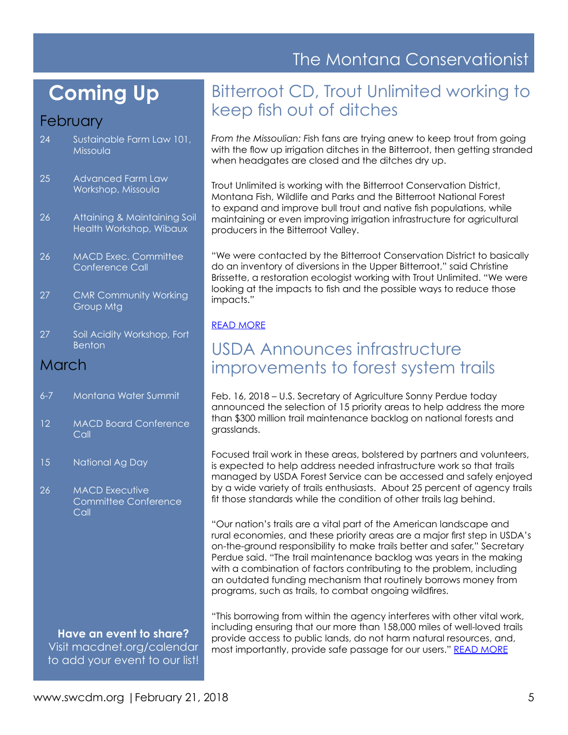# Coming Up

## February

24 Sustainable Farm Law 101, Missoula

25 Advanced Farm Law Workshop, Missoula

26 Attaining & Maintaining Soil Health Workshop, Wibaux

26 MACD Exec. Committee Conference Call

27 CMR Community Working Group Mtg

27 Soil Acidity Workshop, Fort Benton

## March

6-7 Montana Water Summit

12 MACD Board Conference Call

15 National Ag Day

26 MACD Executive Committee Conference Call

**Have an event to share?**
Visit macdnet.org/calendar to add your event to our list!

# Bitterroot CD, Trout Unlimited working to keep fish out of ditches

*From the Missoulian:* Fish fans are trying anew to keep trout from going with the flow up irrigation ditches in the Bitterroot, then getting stranded when headgates are closed and the ditches dry up.

Trout Unlimited is working with the Bitterroot Conservation District, Montana Fish, Wildlife and Parks and the Bitterroot National Forest to expand and improve bull trout and native fish populations, while maintaining or even improving irrigation infrastructure for agricultural producers in the Bitterroot Valley.

"We were contacted by the Bitterroot Conservation District to basically do an inventory of diversions in the Upper Bitterroot," said Christine Brissette, a restoration ecologist working with Trout Unlimited. "We were looking at the impacts to fish and the possible ways to reduce those impacts."

READ MORE

# USDA Announces infrastructure improvements to forest system trails

Feb. 16, 2018 – U.S. Secretary of Agriculture Sonny Perdue today announced the selection of 15 priority areas to help address the more than $300 million trail maintenance backlog on national forests and grasslands.

Focused trail work in these areas, bolstered by partners and volunteers, is expected to help address needed infrastructure work so that trails managed by USDA Forest Service can be accessed and safely enjoyed by a wide variety of trails enthusiasts. About 25 percent of agency trails fit those standards while the condition of other trails lag behind.

"Our nation's trails are a vital part of the American landscape and rural economies, and these priority areas are a major first step in USDA's on-the-ground responsibility to make trails better and safer," Secretary Perdue said. "The trail maintenance backlog was years in the making with a combination of factors contributing to the problem, including an outdated funding mechanism that routinely borrows money from programs, such as trails, to combat ongoing wildfires.

"This borrowing from within the agency interferes with other vital work, including ensuring that our more than 158,000 miles of well-loved trails provide access to public lands, do not harm natural resources, and, most importantly, provide safe passage for our users." READ MORE